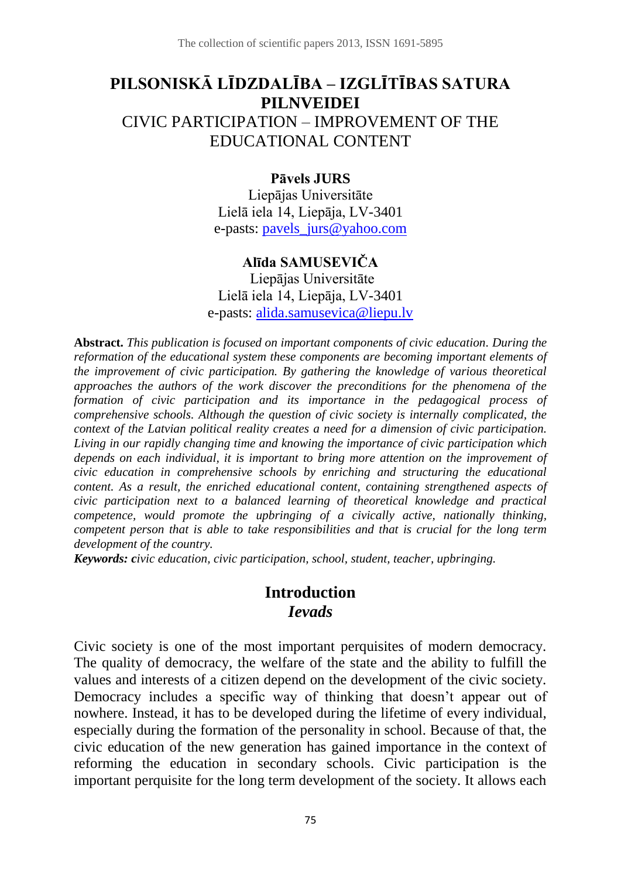# PILSONISKĀ LĪDZDALĪBA – IZGLĪTĪBAS SATURA PILNVEIDEI

# CIVIC PARTICIPATION – IMPROVEMENT OF THE EDUCATIONAL CONTENT

**Pāvels JURS**

Liepājas Universitāte
Lielā iela 14, Liepāja, LV-3401
e-pasts: pavels_jurs@yahoo.com

**Alīda SAMUSEVIČA**

Liepājas Universitāte
Lielā iela 14, Liepāja, LV-3401
e-pasts: alida.samusevica@liepu.lv

**Abstract.** *This publication is focused on important components of civic education. During the reformation of the educational system these components are becoming important elements of the improvement of civic participation. By gathering the knowledge of various theoretical approaches the authors of the work discover the preconditions for the phenomena of the formation of civic participation and its importance in the pedagogical process of comprehensive schools. Although the question of civic society is internally complicated, the context of the Latvian political reality creates a need for a dimension of civic participation. Living in our rapidly changing time and knowing the importance of civic participation which depends on each individual, it is important to bring more attention on the improvement of civic education in comprehensive schools by enriching and structuring the educational content. As a result, the enriched educational content, containing strengthened aspects of civic participation next to a balanced learning of theoretical knowledge and practical competence, would promote the upbringing of a civically active, nationally thinking, competent person that is able to take responsibilities and that is crucial for the long term development of the country.*

***Keywords: c****ivic education, civic participation, school, student, teacher, upbringing.*

## Introduction
## *Ievads*

Civic society is one of the most important perquisites of modern democracy. The quality of democracy, the welfare of the state and the ability to fulfill the values and interests of a citizen depend on the development of the civic society. Democracy includes a specific way of thinking that doesn't appear out of nowhere. Instead, it has to be developed during the lifetime of every individual, especially during the formation of the personality in school. Because of that, the civic education of the new generation has gained importance in the context of reforming the education in secondary schools. Civic participation is the important perquisite for the long term development of the society. It allows each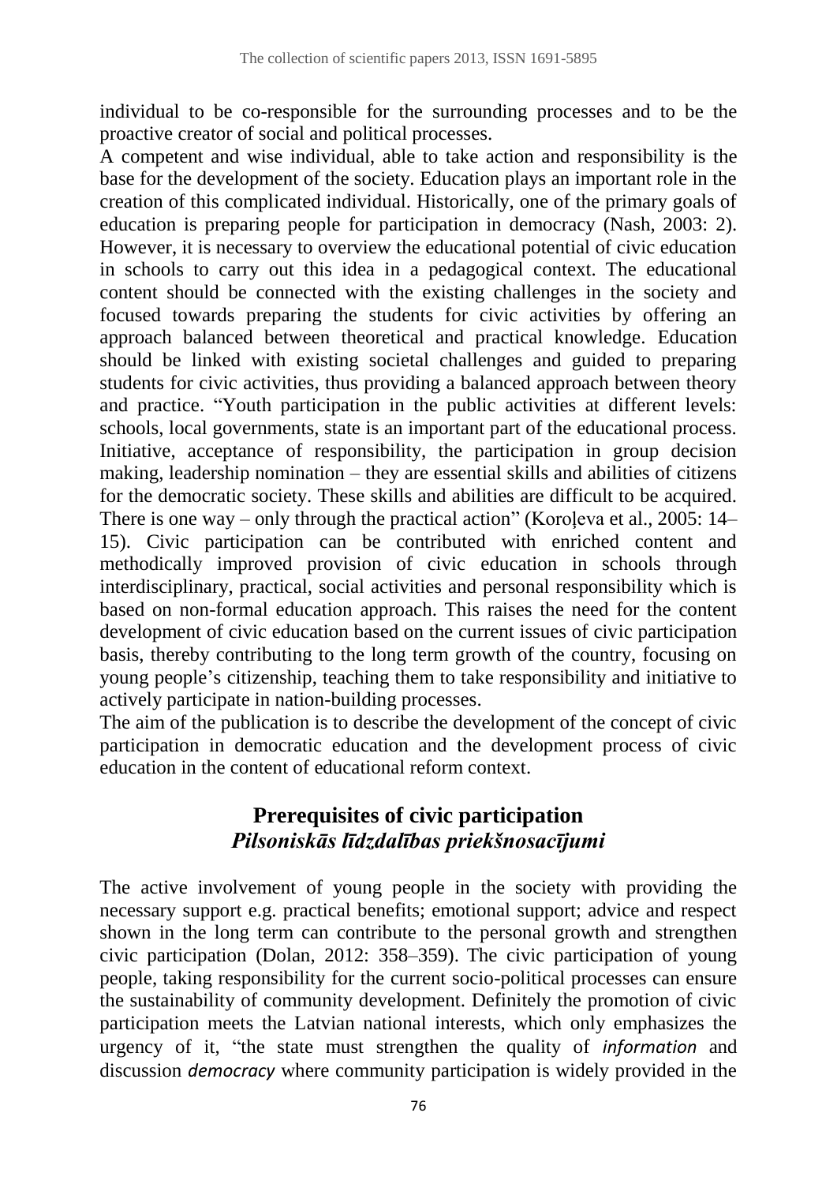individual to be co-responsible for the surrounding processes and to be the proactive creator of social and political processes.

A competent and wise individual, able to take action and responsibility is the base for the development of the society. Education plays an important role in the creation of this complicated individual. Historically, one of the primary goals of education is preparing people for participation in democracy (Nash, 2003: 2). However, it is necessary to overview the educational potential of civic education in schools to carry out this idea in a pedagogical context. The educational content should be connected with the existing challenges in the society and focused towards preparing the students for civic activities by offering an approach balanced between theoretical and practical knowledge. Education should be linked with existing societal challenges and guided to preparing students for civic activities, thus providing a balanced approach between theory and practice. "Youth participation in the public activities at different levels: schools, local governments, state is an important part of the educational process. Initiative, acceptance of responsibility, the participation in group decision making, leadership nomination – they are essential skills and abilities of citizens for the democratic society. These skills and abilities are difficult to be acquired. There is one way – only through the practical action" (Koroļeva et al., 2005: 14–15). Civic participation can be contributed with enriched content and methodically improved provision of civic education in schools through interdisciplinary, practical, social activities and personal responsibility which is based on non-formal education approach. This raises the need for the content development of civic education based on the current issues of civic participation basis, thereby contributing to the long term growth of the country, focusing on young people's citizenship, teaching them to take responsibility and initiative to actively participate in nation-building processes.

The aim of the publication is to describe the development of the concept of civic participation in democratic education and the development process of civic education in the content of educational reform context.

## Prerequisites of civic participation
## *Pilsoniskās līdzdalības priekšnosacījumi*

The active involvement of young people in the society with providing the necessary support e.g. practical benefits; emotional support; advice and respect shown in the long term can contribute to the personal growth and strengthen civic participation (Dolan, 2012: 358–359). The civic participation of young people, taking responsibility for the current socio-political processes can ensure the sustainability of community development. Definitely the promotion of civic participation meets the Latvian national interests, which only emphasizes the urgency of it, "the state must strengthen the quality of *information* and discussion *democracy* where community participation is widely provided in the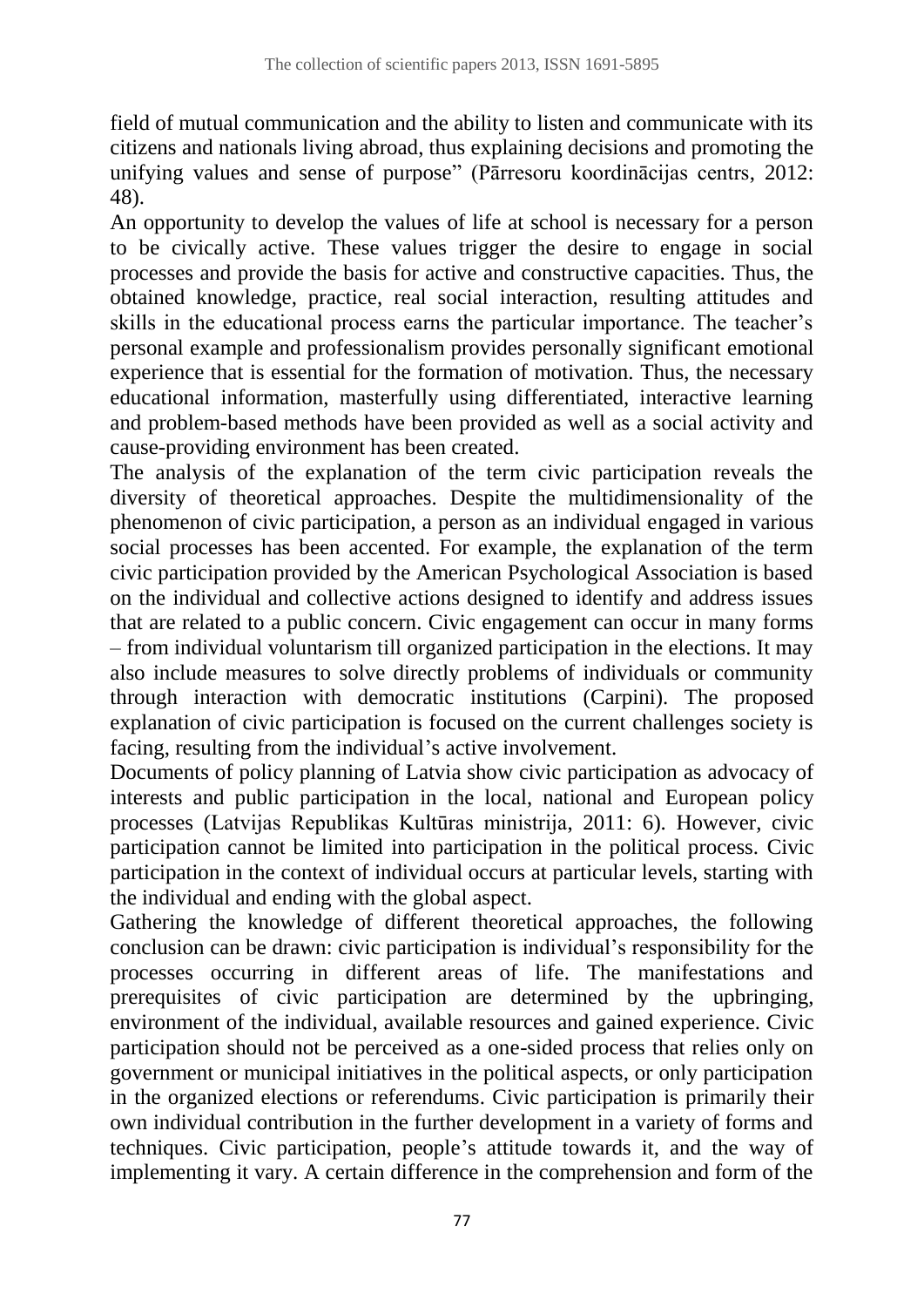field of mutual communication and the ability to listen and communicate with its citizens and nationals living abroad, thus explaining decisions and promoting the unifying values and sense of purpose" (Pārresoru koordinācijas centrs, 2012: 48).

An opportunity to develop the values of life at school is necessary for a person to be civically active. These values trigger the desire to engage in social processes and provide the basis for active and constructive capacities. Thus, the obtained knowledge, practice, real social interaction, resulting attitudes and skills in the educational process earns the particular importance. The teacher's personal example and professionalism provides personally significant emotional experience that is essential for the formation of motivation. Thus, the necessary educational information, masterfully using differentiated, interactive learning and problem-based methods have been provided as well as a social activity and cause-providing environment has been created.

The analysis of the explanation of the term civic participation reveals the diversity of theoretical approaches. Despite the multidimensionality of the phenomenon of civic participation, a person as an individual engaged in various social processes has been accented. For example, the explanation of the term civic participation provided by the American Psychological Association is based on the individual and collective actions designed to identify and address issues that are related to a public concern. Civic engagement can occur in many forms – from individual voluntarism till organized participation in the elections. It may also include measures to solve directly problems of individuals or community through interaction with democratic institutions (Carpini). The proposed explanation of civic participation is focused on the current challenges society is facing, resulting from the individual's active involvement.

Documents of policy planning of Latvia show civic participation as advocacy of interests and public participation in the local, national and European policy processes (Latvijas Republikas Kultūras ministrija, 2011: 6). However, civic participation cannot be limited into participation in the political process. Civic participation in the context of individual occurs at particular levels, starting with the individual and ending with the global aspect.

Gathering the knowledge of different theoretical approaches, the following conclusion can be drawn: civic participation is individual's responsibility for the processes occurring in different areas of life. The manifestations and prerequisites of civic participation are determined by the upbringing, environment of the individual, available resources and gained experience. Civic participation should not be perceived as a one-sided process that relies only on government or municipal initiatives in the political aspects, or only participation in the organized elections or referendums. Civic participation is primarily their own individual contribution in the further development in a variety of forms and techniques. Civic participation, people's attitude towards it, and the way of implementing it vary. A certain difference in the comprehension and form of the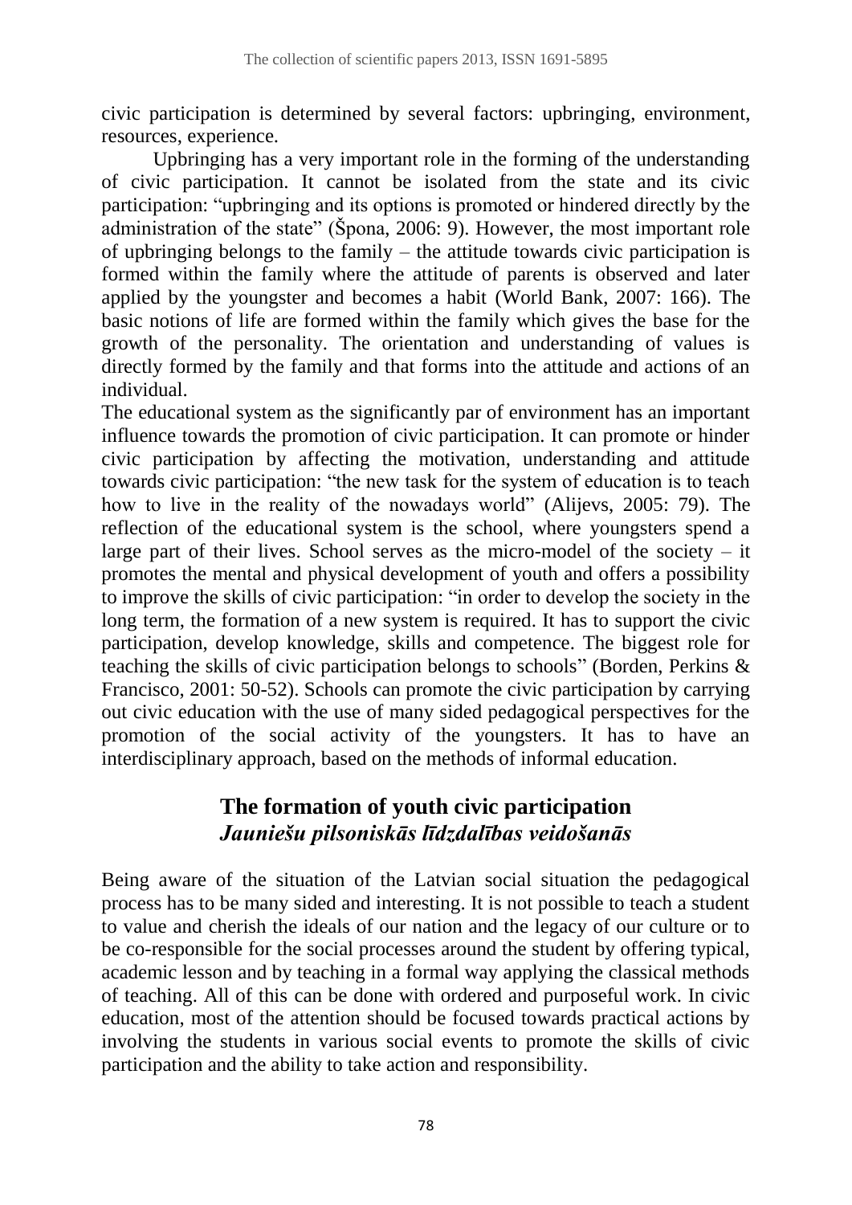civic participation is determined by several factors: upbringing, environment, resources, experience.

Upbringing has a very important role in the forming of the understanding of civic participation. It cannot be isolated from the state and its civic participation: "upbringing and its options is promoted or hindered directly by the administration of the state" (Špona, 2006: 9). However, the most important role of upbringing belongs to the family – the attitude towards civic participation is formed within the family where the attitude of parents is observed and later applied by the youngster and becomes a habit (World Bank, 2007: 166). The basic notions of life are formed within the family which gives the base for the growth of the personality. The orientation and understanding of values is directly formed by the family and that forms into the attitude and actions of an individual.

The educational system as the significantly par of environment has an important influence towards the promotion of civic participation. It can promote or hinder civic participation by affecting the motivation, understanding and attitude towards civic participation: "the new task for the system of education is to teach how to live in the reality of the nowadays world" (Alijevs, 2005: 79). The reflection of the educational system is the school, where youngsters spend a large part of their lives. School serves as the micro-model of the society – it promotes the mental and physical development of youth and offers a possibility to improve the skills of civic participation: "in order to develop the society in the long term, the formation of a new system is required. It has to support the civic participation, develop knowledge, skills and competence. The biggest role for teaching the skills of civic participation belongs to schools" (Borden, Perkins & Francisco, 2001: 50-52). Schools can promote the civic participation by carrying out civic education with the use of many sided pedagogical perspectives for the promotion of the social activity of the youngsters. It has to have an interdisciplinary approach, based on the methods of informal education.

## The formation of youth civic participation
## *Jauniešu pilsoniskās līdzdalības veidošanās*

Being aware of the situation of the Latvian social situation the pedagogical process has to be many sided and interesting. It is not possible to teach a student to value and cherish the ideals of our nation and the legacy of our culture or to be co-responsible for the social processes around the student by offering typical, academic lesson and by teaching in a formal way applying the classical methods of teaching. All of this can be done with ordered and purposeful work. In civic education, most of the attention should be focused towards practical actions by involving the students in various social events to promote the skills of civic participation and the ability to take action and responsibility.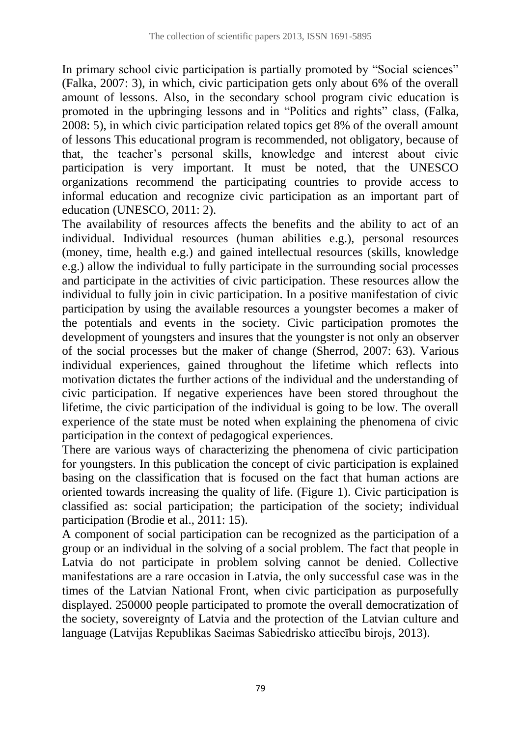In primary school civic participation is partially promoted by "Social sciences" (Falka, 2007: 3), in which, civic participation gets only about 6% of the overall amount of lessons. Also, in the secondary school program civic education is promoted in the upbringing lessons and in "Politics and rights" class, (Falka, 2008: 5), in which civic participation related topics get 8% of the overall amount of lessons This educational program is recommended, not obligatory, because of that, the teacher's personal skills, knowledge and interest about civic participation is very important. It must be noted, that the UNESCO organizations recommend the participating countries to provide access to informal education and recognize civic participation as an important part of education (UNESCO, 2011: 2).

The availability of resources affects the benefits and the ability to act of an individual. Individual resources (human abilities e.g.), personal resources (money, time, health e.g.) and gained intellectual resources (skills, knowledge e.g.) allow the individual to fully participate in the surrounding social processes and participate in the activities of civic participation. These resources allow the individual to fully join in civic participation. In a positive manifestation of civic participation by using the available resources a youngster becomes a maker of the potentials and events in the society. Civic participation promotes the development of youngsters and insures that the youngster is not only an observer of the social processes but the maker of change (Sherrod, 2007: 63). Various individual experiences, gained throughout the lifetime which reflects into motivation dictates the further actions of the individual and the understanding of civic participation. If negative experiences have been stored throughout the lifetime, the civic participation of the individual is going to be low. The overall experience of the state must be noted when explaining the phenomena of civic participation in the context of pedagogical experiences.

There are various ways of characterizing the phenomena of civic participation for youngsters. In this publication the concept of civic participation is explained basing on the classification that is focused on the fact that human actions are oriented towards increasing the quality of life. (Figure 1). Civic participation is classified as: social participation; the participation of the society; individual participation (Brodie et al., 2011: 15).

A component of social participation can be recognized as the participation of a group or an individual in the solving of a social problem. The fact that people in Latvia do not participate in problem solving cannot be denied. Collective manifestations are a rare occasion in Latvia, the only successful case was in the times of the Latvian National Front, when civic participation as purposefully displayed. 250000 people participated to promote the overall democratization of the society, sovereignty of Latvia and the protection of the Latvian culture and language (Latvijas Republikas Saeimas Sabiedrisko attiecību birojs, 2013).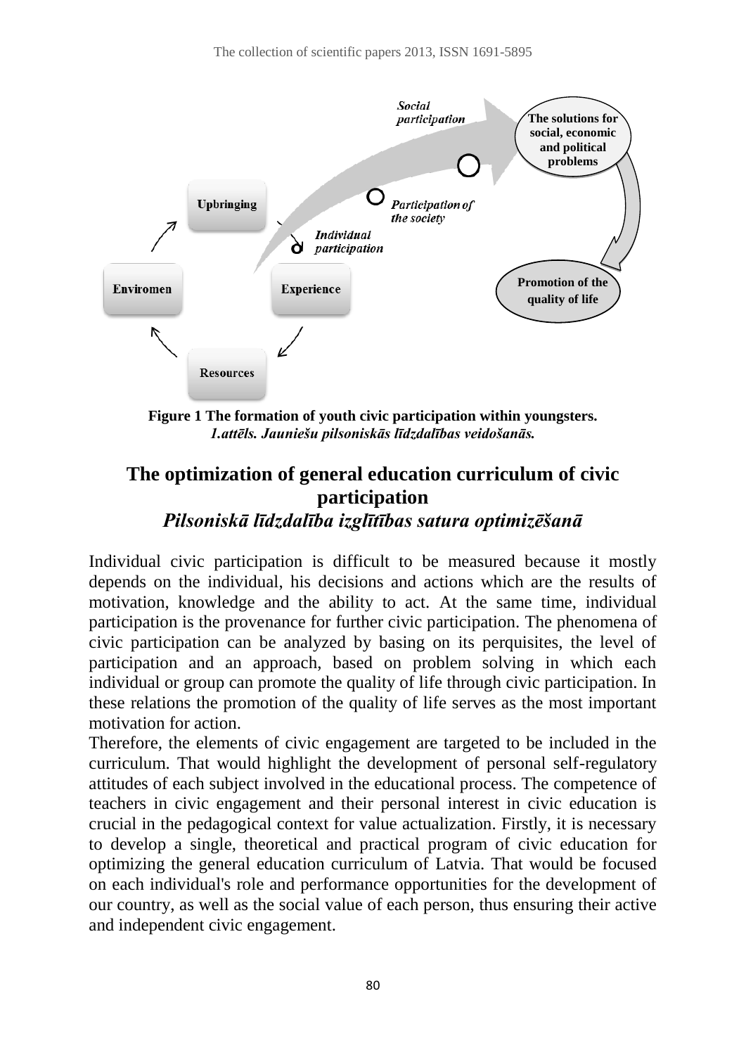**Figure 1 The formation of youth civic participation within youngsters.**
***1.attēls. Jauniešu pilsoniskās līdzdalības veidošanās.***

## The optimization of general education curriculum of civic participation
### *Pilsoniskā līdzdalība izglītības satura optimizēšanā*

Individual civic participation is difficult to be measured because it mostly depends on the individual, his decisions and actions which are the results of motivation, knowledge and the ability to act. At the same time, individual participation is the provenance for further civic participation. The phenomena of civic participation can be analyzed by basing on its perquisites, the level of participation and an approach, based on problem solving in which each individual or group can promote the quality of life through civic participation. In these relations the promotion of the quality of life serves as the most important motivation for action.

Therefore, the elements of civic engagement are targeted to be included in the curriculum. That would highlight the development of personal self-regulatory attitudes of each subject involved in the educational process. The competence of teachers in civic engagement and their personal interest in civic education is crucial in the pedagogical context for value actualization. Firstly, it is necessary to develop a single, theoretical and practical program of civic education for optimizing the general education curriculum of Latvia. That would be focused on each individual's role and performance opportunities for the development of our country, as well as the social value of each person, thus ensuring their active and independent civic engagement.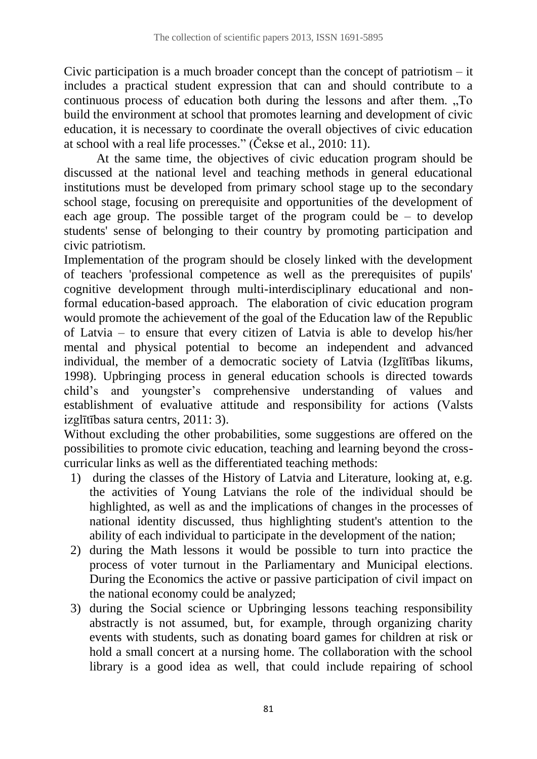Civic participation is a much broader concept than the concept of patriotism – it includes a practical student expression that can and should contribute to a continuous process of education both during the lessons and after them. „To build the environment at school that promotes learning and development of civic education, it is necessary to coordinate the overall objectives of civic education at school with a real life processes." (Čekse et al., 2010: 11).

At the same time, the objectives of civic education program should be discussed at the national level and teaching methods in general educational institutions must be developed from primary school stage up to the secondary school stage, focusing on prerequisite and opportunities of the development of each age group. The possible target of the program could be – to develop students' sense of belonging to their country by promoting participation and civic patriotism.

Implementation of the program should be closely linked with the development of teachers 'professional competence as well as the prerequisites of pupils' cognitive development through multi-interdisciplinary educational and non-formal education-based approach. The elaboration of civic education program would promote the achievement of the goal of the Education law of the Republic of Latvia – to ensure that every citizen of Latvia is able to develop his/her mental and physical potential to become an independent and advanced individual, the member of a democratic society of Latvia (Izglītības likums, 1998). Upbringing process in general education schools is directed towards child's and youngster's comprehensive understanding of values and establishment of evaluative attitude and responsibility for actions (Valsts izglītības satura centrs, 2011: 3).

Without excluding the other probabilities, some suggestions are offered on the possibilities to promote civic education, teaching and learning beyond the cross-curricular links as well as the differentiated teaching methods:

1) during the classes of the History of Latvia and Literature, looking at, e.g. the activities of Young Latvians the role of the individual should be highlighted, as well as and the implications of changes in the processes of national identity discussed, thus highlighting student's attention to the ability of each individual to participate in the development of the nation;
2) during the Math lessons it would be possible to turn into practice the process of voter turnout in the Parliamentary and Municipal elections. During the Economics the active or passive participation of civil impact on the national economy could be analyzed;
3) during the Social science or Upbringing lessons teaching responsibility abstractly is not assumed, but, for example, through organizing charity events with students, such as donating board games for children at risk or hold a small concert at a nursing home. The collaboration with the school library is a good idea as well, that could include repairing of school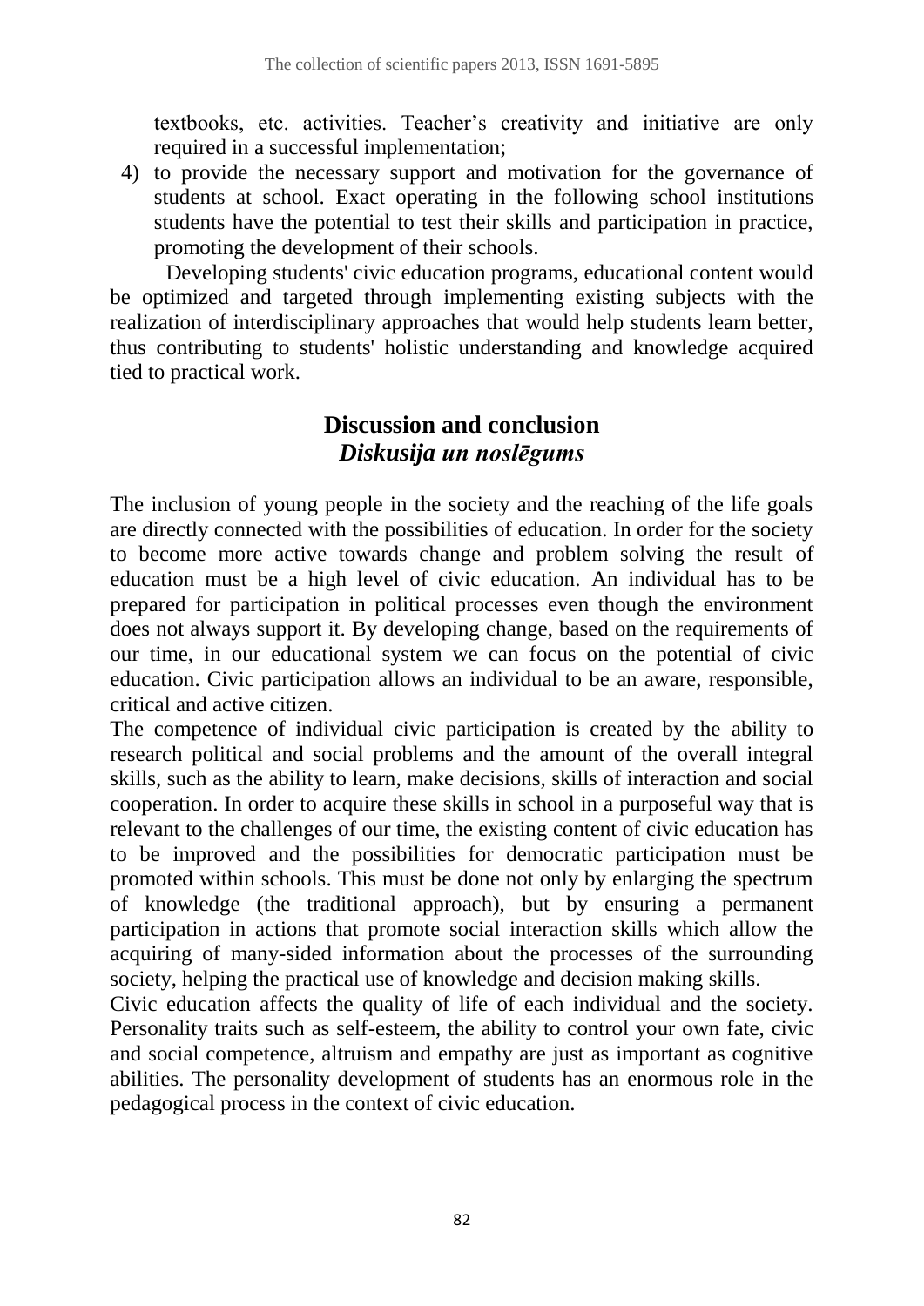textbooks, etc. activities. Teacher's creativity and initiative are only required in a successful implementation;

4) to provide the necessary support and motivation for the governance of students at school. Exact operating in the following school institutions students have the potential to test their skills and participation in practice, promoting the development of their schools.

Developing students' civic education programs, educational content would be optimized and targeted through implementing existing subjects with the realization of interdisciplinary approaches that would help students learn better, thus contributing to students' holistic understanding and knowledge acquired tied to practical work.

## Discussion and conclusion
### *Diskusija un noslēgums*

The inclusion of young people in the society and the reaching of the life goals are directly connected with the possibilities of education. In order for the society to become more active towards change and problem solving the result of education must be a high level of civic education. An individual has to be prepared for participation in political processes even though the environment does not always support it. By developing change, based on the requirements of our time, in our educational system we can focus on the potential of civic education. Civic participation allows an individual to be an aware, responsible, critical and active citizen.

The competence of individual civic participation is created by the ability to research political and social problems and the amount of the overall integral skills, such as the ability to learn, make decisions, skills of interaction and social cooperation. In order to acquire these skills in school in a purposeful way that is relevant to the challenges of our time, the existing content of civic education has to be improved and the possibilities for democratic participation must be promoted within schools. This must be done not only by enlarging the spectrum of knowledge (the traditional approach), but by ensuring a permanent participation in actions that promote social interaction skills which allow the acquiring of many-sided information about the processes of the surrounding society, helping the practical use of knowledge and decision making skills.

Civic education affects the quality of life of each individual and the society. Personality traits such as self-esteem, the ability to control your own fate, civic and social competence, altruism and empathy are just as important as cognitive abilities. The personality development of students has an enormous role in the pedagogical process in the context of civic education.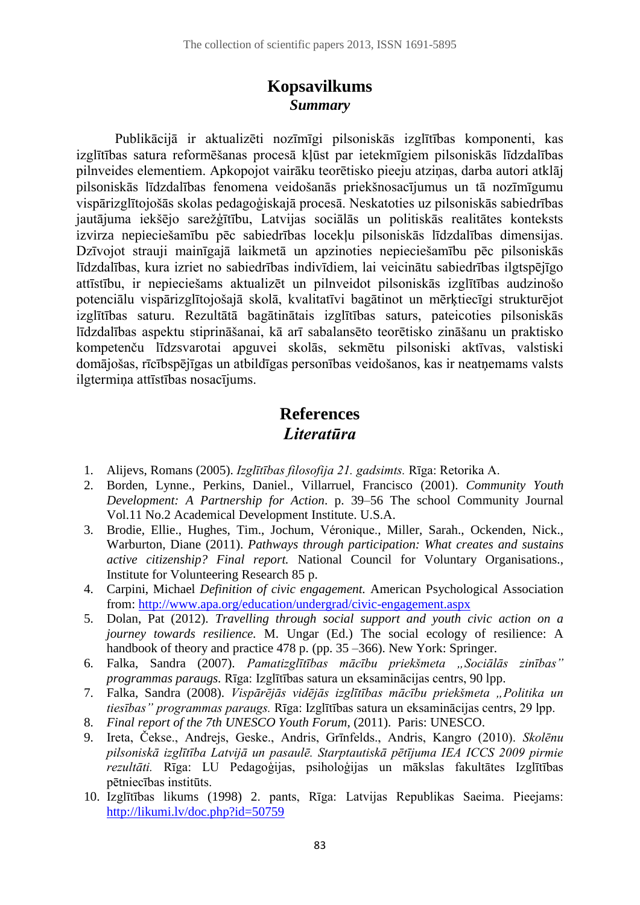## Kopsavilkums
### *Summary*

Publikācijā ir aktualizēti nozīmīgi pilsoniskās izglītības komponenti, kas izglītības satura reformēšanas procesā kļūst par ietekmīgiem pilsoniskās līdzdalības pilnveides elementiem. Apkopojot vairāku teorētisko pieeju atziņas, darba autori atklāj pilsoniskās līdzdalības fenomena veidošanās priekšnosacījumus un tā nozīmīgumu vispārizglītojošās skolas pedagoģiskajā procesā. Neskatoties uz pilsoniskās sabiedrības jautājuma iekšējo sarežģītību, Latvijas sociālās un politiskās realitātes konteksts izvirza nepieciešamību pēc sabiedrības locekļu pilsoniskās līdzdalības dimensijas. Dzīvojot strauji mainīgajā laikmetā un apzinoties nepieciešamību pēc pilsoniskās līdzdalības, kura izriet no sabiedrības indivīdiem, lai veicinātu sabiedrības ilgtspējīgo attīstību, ir nepieciešams aktualizēt un pilnveidot pilsoniskās izglītības audzinošo potenciālu vispārizglītojošajā skolā, kvalitatīvi bagātinot un mērķtiecīgi strukturējot izglītības saturu. Rezultātā bagātinātais izglītības saturs, pateicoties pilsoniskās līdzdalības aspektu stiprināšanai, kā arī sabalansēto teorētisko zināšanu un praktisko kompetenču līdzsvarotai apguvei skolās, sekmētu pilsoniski aktīvas, valstiski domājošas, rīcībspējīgas un atbildīgas personības veidošanos, kas ir neatņemams valsts ilgtermiņa attīstības nosacījums.

## References
### *Literatūra*

1. Alijevs, Romans (2005). *Izglītības filosofija 21. gadsimts.* Rīga: Retorika A.
2. Borden, Lynne., Perkins, Daniel., Villarruel, Francisco (2001). *Community Youth Development: A Partnership for Action*. p. 39–56 The school Community Journal Vol.11 No.2 Academical Development Institute. U.S.A.
3. Brodie, Ellie., Hughes, Tim., Jochum, Véronique., Miller, Sarah., Ockenden, Nick., Warburton, Diane (2011). *Pathways through participation: What creates and sustains active citizenship? Final report.* National Council for Voluntary Organisations., Institute for Volunteering Research 85 p.
4. Carpini, Michael *Definition of civic engagement.* American Psychological Association from: http://www.apa.org/education/undergrad/civic-engagement.aspx
5. Dolan, Pat (2012). *Travelling through social support and youth civic action on a journey towards resilience.* M. Ungar (Ed.) The social ecology of resilience: A handbook of theory and practice 478 p. (pp. 35 –366). New York: Springer.
6. Falka, Sandra (2007). *Pamatizglītības mācību priekšmeta „Sociālās zinības" programmas paraugs.* Rīga: Izglītības satura un eksaminācijas centrs, 90 lpp.
7. Falka, Sandra (2008). *Vispārējās vidējās izglītības mācību priekšmeta „Politika un tiesības" programmas paraugs.* Rīga: Izglītības satura un eksaminācijas centrs, 29 lpp.
8. *Final report of the 7th UNESCO Youth Forum*, (2011). Paris: UNESCO.
9. Ireta, Čekse., Andrejs, Geske., Andris, Grīnfelds., Andris, Kangro (2010). *Skolēnu pilsoniskā izglītība Latvijā un pasaulē. Starptautiskā pētījuma IEA ICCS 2009 pirmie rezultāti.* Rīga: LU Pedagoģijas, psiholoģijas un mākslas fakultātes Izglītības pētniecības institūts.
10. Izglītības likums (1998) 2. pants, Rīga: Latvijas Republikas Saeima. Pieejams: http://likumi.lv/doc.php?id=50759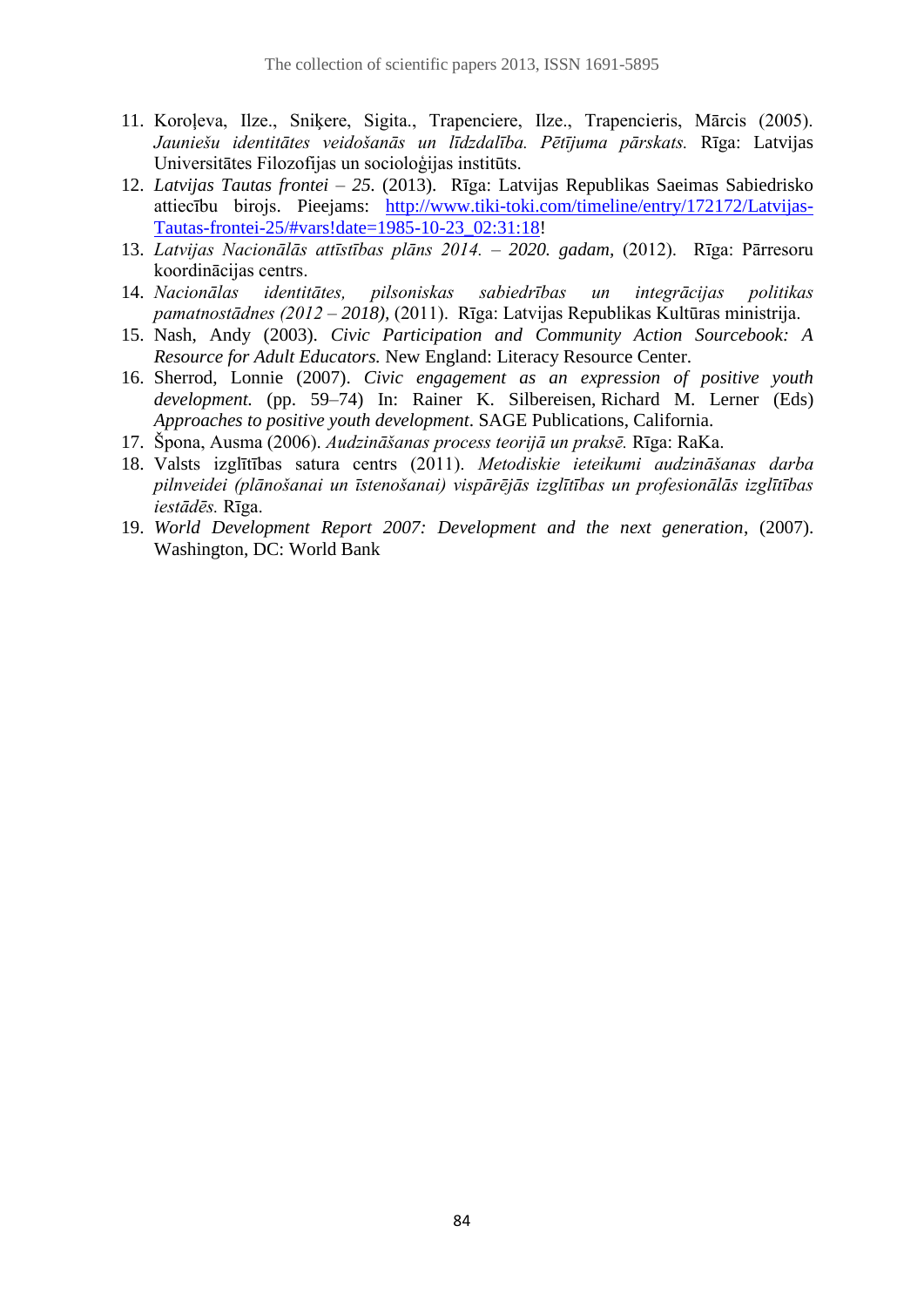11. Koroļeva, Ilze., Sniķere, Sigita., Trapenciere, Ilze., Trapencieris, Mārcis (2005). *Jauniešu identitātes veidošanās un līdzdalība. Pētījuma pārskats.* Rīga: Latvijas Universitātes Filozofijas un socioloģijas institūts.
12. *Latvijas Tautas frontei – 25.* (2013). Rīga: Latvijas Republikas Saeimas Sabiedrisko attiecību birojs. Pieejams: [http://www.tiki-toki.com/timeline/entry/172172/Latvijas-Tautas-frontei-25/#vars!date=1985-10-23_02:31:18](http://www.tiki-toki.com/timeline/entry/172172/Latvijas-Tautas-frontei-25/#vars!date=1985-10-23_02:31:18)!
13. *Latvijas Nacionālās attīstības plāns 2014. – 2020. gadam,* (2012). Rīga: Pārresoru koordinācijas centrs.
14. *Nacionālas identitātes, pilsoniskas sabiedrības un integrācijas politikas pamatnostādnes (2012 – 2018),* (2011). Rīga: Latvijas Republikas Kultūras ministrija.
15. Nash, Andy (2003). *Civic Participation and Community Action Sourcebook: A Resource for Adult Educators.* New England: Literacy Resource Center.
16. Sherrod, Lonnie (2007). *Civic engagement as an expression of positive youth development.* (pp. 59–74) In: Rainer K. Silbereisen, Richard M. Lerner (Eds) *Approaches to positive youth development*. SAGE Publications, California.
17. Špona, Ausma (2006). *Audzināšanas process teorijā un praksē.* Rīga: RaKa.
18. Valsts izglītības satura centrs (2011). *Metodiskie ieteikumi audzināšanas darba pilnveidei (plānošanai un īstenošanai) vispārējās izglītības un profesionālās izglītības iestādēs.* Rīga.
19. *World Development Report 2007: Development and the next generation*, (2007). Washington, DC: World Bank